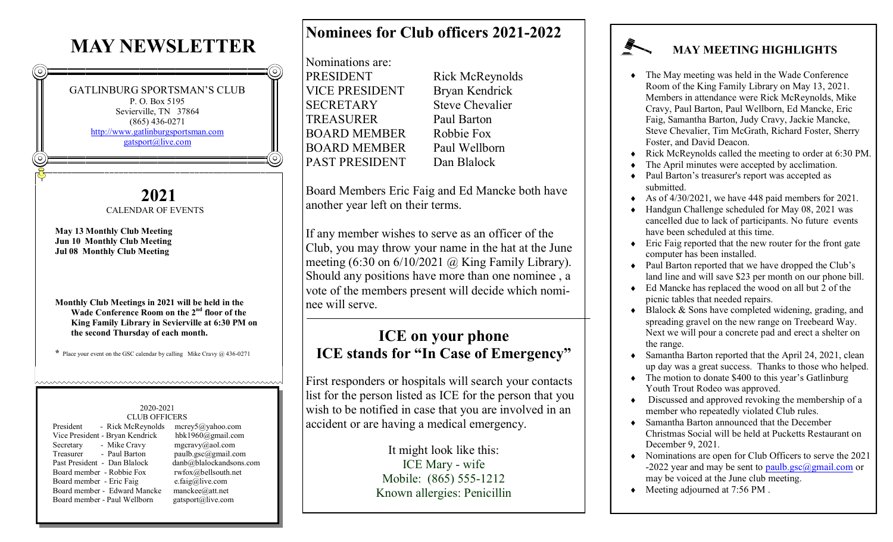# MAY NEWSLETTER

GATLINBURG SPORTSMAN'S CLUB
P. O. Box 5195
Sevierville, TN 37864
(865) 436-0271
http://www.gatlinburgsportsman.com
gatsport@live.com

## 2021

CALENDAR OF EVENTS

**May 13 Monthly Club Meeting**
**Jun 10 Monthly Club Meeting**
**Jul 08 Monthly Club Meeting**

**Monthly Club Meetings in 2021 will be held in the Wade Conference Room on the 2nd floor of the King Family Library in Sevierville at 6:30 PM on the second Thursday of each month.**

* Place your event on the GSC calendar by calling Mike Cravy @ 436-0271

2020-2021
CLUB OFFICERS

| | | |
|---|---|---|
| President | Rick McReynolds | mcrey5@yahoo.com |
| Vice President | Bryan Kendrick | hbk1960@gmail.com |
| Secretary | Mike Cravy | mgcravy@aol.com |
| Treasurer | Paul Barton | paulb.gsc@gmail.com |
| Past President | Dan Blalock | danb@blalockandsons.com |
| Board member | Robbie Fox | rwfox@bellsouth.net |
| Board member | Eric Faig | e.faig@live.com |
| Board member | Edward Mancke | manckee@att.net |
| Board member | Paul Wellborn | gatsport@live.com |

## Nominees for Club officers 2021-2022

Nominations are:

| | |
|---|---|
| PRESIDENT | Rick McReynolds |
| VICE PRESIDENT | Bryan Kendrick |
| SECRETARY | Steve Chevalier |
| TREASURER | Paul Barton |
| BOARD MEMBER | Robbie Fox |
| BOARD MEMBER | Paul Wellborn |
| PAST PRESIDENT | Dan Blalock |

Board Members Eric Faig and Ed Mancke both have another year left on their terms.

If any member wishes to serve as an officer of the Club, you may throw your name in the hat at the June meeting (6:30 on 6/10/2021 @ King Family Library). Should any positions have more than one nominee , a vote of the members present will decide which nominee will serve.

## ICE on your phone
## ICE stands for "In Case of Emergency"

First responders or hospitals will search your contacts list for the person listed as ICE for the person that you wish to be notified in case that you are involved in an accident or are having a medical emergency.

It might look like this:
ICE Mary - wife
Mobile: (865) 555-1212
Known allergies: Penicillin

## MAY MEETING HIGHLIGHTS

- The May meeting was held in the Wade Conference Room of the King Family Library on May 13, 2021. Members in attendance were Rick McReynolds, Mike Cravy, Paul Barton, Paul Wellborn, Ed Mancke, Eric Faig, Samantha Barton, Judy Cravy, Jackie Mancke, Steve Chevalier, Tim McGrath, Richard Foster, Sherry Foster, and David Deacon.
- Rick McReynolds called the meeting to order at 6:30 PM.
- The April minutes were accepted by acclimation.
- Paul Barton's treasurer's report was accepted as submitted.
- As of 4/30/2021, we have 448 paid members for 2021.
- Handgun Challenge scheduled for May 08, 2021 was cancelled due to lack of participants. No future events have been scheduled at this time.
- Eric Faig reported that the new router for the front gate computer has been installed.
- Paul Barton reported that we have dropped the Club's land line and will save $23 per month on our phone bill.
- Ed Mancke has replaced the wood on all but 2 of the picnic tables that needed repairs.
- Blalock & Sons have completed widening, grading, and spreading gravel on the new range on Treebeard Way. Next we will pour a concrete pad and erect a shelter on the range.
- Samantha Barton reported that the April 24, 2021, clean up day was a great success. Thanks to those who helped.
- The motion to donate $400 to this year's Gatlinburg Youth Trout Rodeo was approved.
- Discussed and approved revoking the membership of a member who repeatedly violated Club rules.
- Samantha Barton announced that the December Christmas Social will be held at Pucketts Restaurant on December 9, 2021.
- Nominations are open for Club Officers to serve the 2021-2022 year and may be sent to paulb.gsc@gmail.com or may be voiced at the June club meeting.
- Meeting adjourned at 7:56 PM .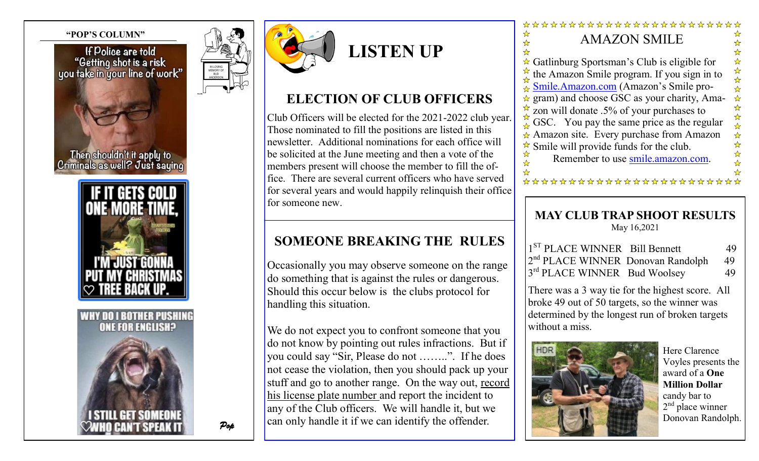**"POP'S COLUMN"**

If Police are told "Getting shot is a risk you take in your line of work"

Then shouldn't it apply to Criminals as well? Just saying

IN LOVING MEMORY OF BUD ANDERSON

IF IT GETS COLD ONE MORE TIME, I'M JUST GONNA PUT MY CHRISTMAS TREE BACK UP.

WHY DO I BOTHER PUSHING ONE FOR ENGLISH? I STILL GET SOMEONE WHO CAN'T SPEAK IT

*Pop*

# LISTEN UP

## ELECTION OF CLUB OFFICERS

Club Officers will be elected for the 2021-2022 club year. Those nominated to fill the positions are listed in this newsletter. Additional nominations for each office will be solicited at the June meeting and then a vote of the members present will choose the member to fill the office. There are several current officers who have served for several years and would happily relinquish their office for someone new.

## SOMEONE BREAKING THE RULES

Occasionally you may observe someone on the range do something that is against the rules or dangerous. Should this occur below is the clubs protocol for handling this situation.

We do not expect you to confront someone that you do not know by pointing out rules infractions. But if you could say "Sir, Please do not ……..". If he does not cease the violation, then you should pack up your stuff and go to another range. On the way out, record his license plate number and report the incident to any of the Club officers. We will handle it, but we can only handle it if we can identify the offender.

## AMAZON SMILE

Gatlinburg Sportsman's Club is eligible for the Amazon Smile program. If you sign in to Smile.Amazon.com (Amazon's Smile program) and choose GSC as your charity, Amazon will donate .5% of your purchases to GSC. You pay the same price as the regular Amazon site. Every purchase from Amazon Smile will provide funds for the club.

Remember to use smile.amazon.com.

## MAY CLUB TRAP SHOOT RESULTS

May 16,2021

| | | |
|---|---|---|
| 1ST PLACE WINNER | Bill Bennett | 49 |
| 2nd PLACE WINNER | Donovan Randolph | 49 |
| 3rd PLACE WINNER | Bud Woolsey | 49 |

There was a 3 way tie for the highest score. All broke 49 out of 50 targets, so the winner was determined by the longest run of broken targets without a miss.

Here Clarence Voyles presents the award of a **One Million Dollar** candy bar to 2nd place winner Donovan Randolph.